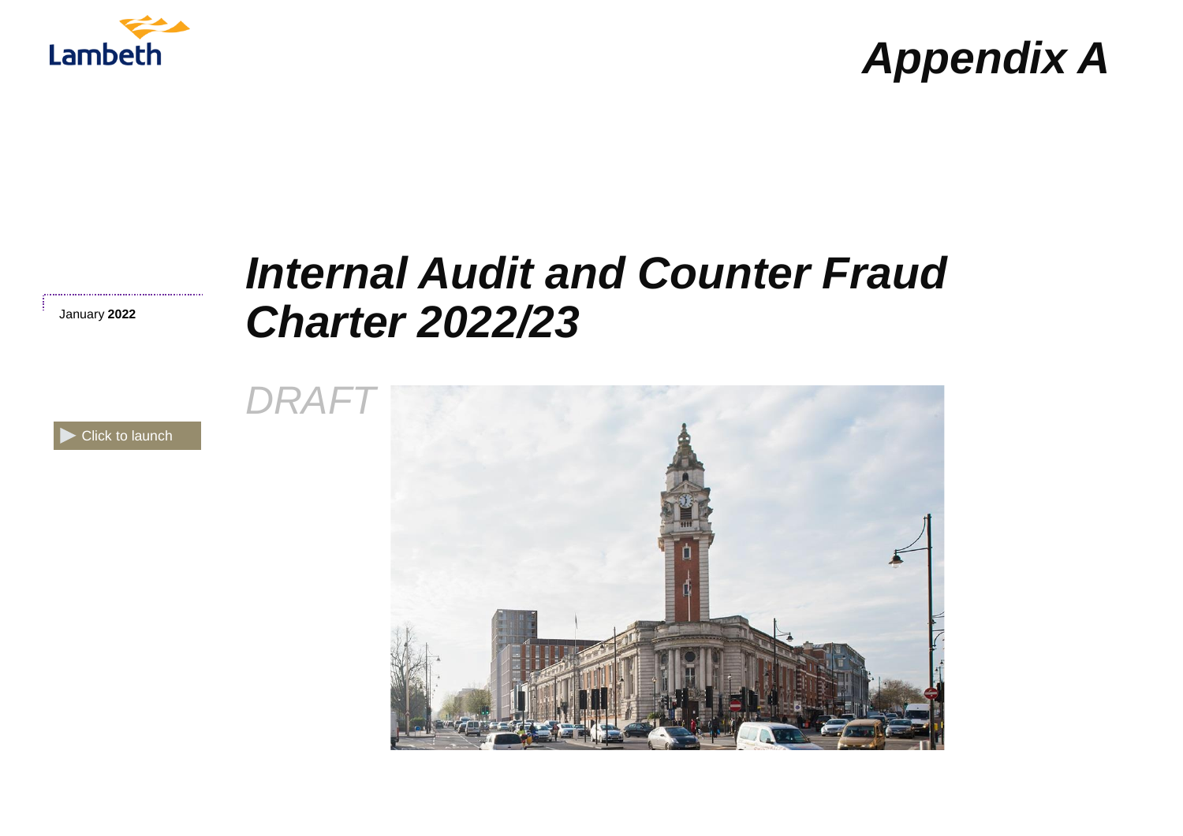Lambeth

***Appendix A***

January **2022**

# *Internal Audit and Counter Fraud Charter 2022/23*

*DRAFT*

Click to launch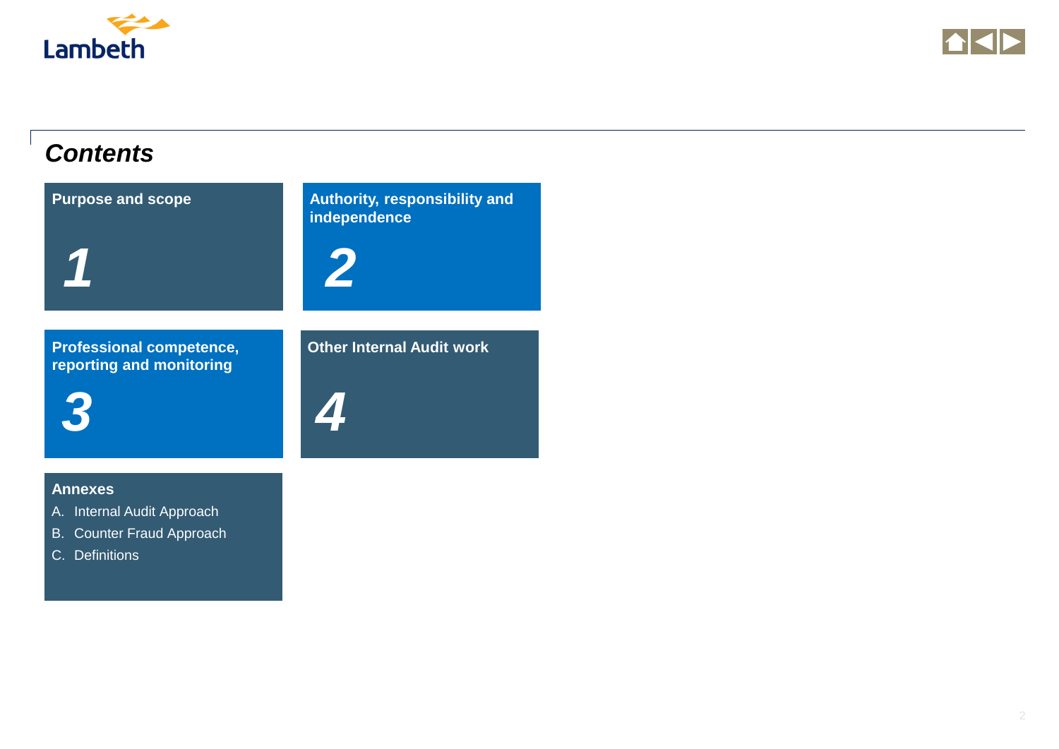# Contents

**Purpose and scope**

**1**

**Authority, responsibility and independence**

**2**

**Professional competence, reporting and monitoring**

**3**

**Other Internal Audit work**

**4**

**Annexes**

A. Internal Audit Approach
B. Counter Fraud Approach
C. Definitions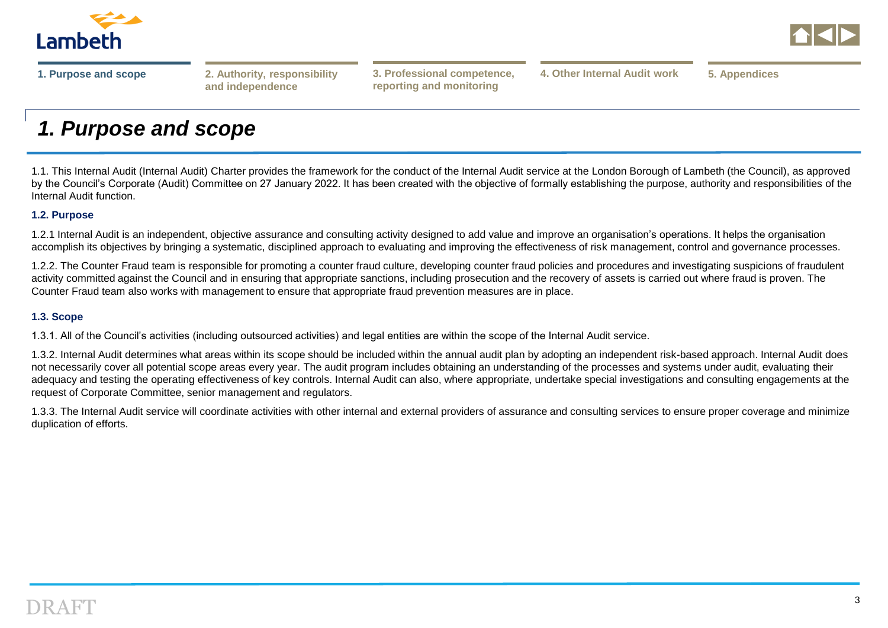# 1. Purpose and scope

1.1. This Internal Audit (Internal Audit) Charter provides the framework for the conduct of the Internal Audit service at the London Borough of Lambeth (the Council), as approved by the Council's Corporate (Audit) Committee on 27 January 2022. It has been created with the objective of formally establishing the purpose, authority and responsibilities of the Internal Audit function.

### 1.2. Purpose

1.2.1 Internal Audit is an independent, objective assurance and consulting activity designed to add value and improve an organisation's operations. It helps the organisation accomplish its objectives by bringing a systematic, disciplined approach to evaluating and improving the effectiveness of risk management, control and governance processes.

1.2.2. The Counter Fraud team is responsible for promoting a counter fraud culture, developing counter fraud policies and procedures and investigating suspicions of fraudulent activity committed against the Council and in ensuring that appropriate sanctions, including prosecution and the recovery of assets is carried out where fraud is proven. The Counter Fraud team also works with management to ensure that appropriate fraud prevention measures are in place.

### 1.3. Scope

1.3.1. All of the Council's activities (including outsourced activities) and legal entities are within the scope of the Internal Audit service.

1.3.2. Internal Audit determines what areas within its scope should be included within the annual audit plan by adopting an independent risk-based approach. Internal Audit does not necessarily cover all potential scope areas every year. The audit program includes obtaining an understanding of the processes and systems under audit, evaluating their adequacy and testing the operating effectiveness of key controls. Internal Audit can also, where appropriate, undertake special investigations and consulting engagements at the request of Corporate Committee, senior management and regulators.

1.3.3. The Internal Audit service will coordinate activities with other internal and external providers of assurance and consulting services to ensure proper coverage and minimize duplication of efforts.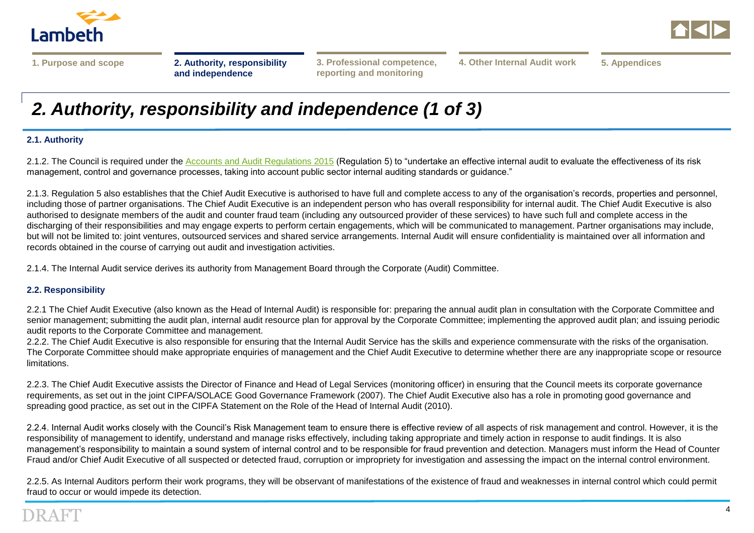# 2. Authority, responsibility and independence (1 of 3)

### 2.1. Authority

2.1.2. The Council is required under the Accounts and Audit Regulations 2015 (Regulation 5) to "undertake an effective internal audit to evaluate the effectiveness of its risk management, control and governance processes, taking into account public sector internal auditing standards or guidance."

2.1.3. Regulation 5 also establishes that the Chief Audit Executive is authorised to have full and complete access to any of the organisation's records, properties and personnel, including those of partner organisations. The Chief Audit Executive is an independent person who has overall responsibility for internal audit. The Chief Audit Executive is also authorised to designate members of the audit and counter fraud team (including any outsourced provider of these services) to have such full and complete access in the discharging of their responsibilities and may engage experts to perform certain engagements, which will be communicated to management. Partner organisations may include, but will not be limited to: joint ventures, outsourced services and shared service arrangements. Internal Audit will ensure confidentiality is maintained over all information and records obtained in the course of carrying out audit and investigation activities.

2.1.4. The Internal Audit service derives its authority from Management Board through the Corporate (Audit) Committee.

### 2.2. Responsibility

2.2.1 The Chief Audit Executive (also known as the Head of Internal Audit) is responsible for: preparing the annual audit plan in consultation with the Corporate Committee and senior management; submitting the audit plan, internal audit resource plan for approval by the Corporate Committee; implementing the approved audit plan; and issuing periodic audit reports to the Corporate Committee and management.

2.2.2. The Chief Audit Executive is also responsible for ensuring that the Internal Audit Service has the skills and experience commensurate with the risks of the organisation. The Corporate Committee should make appropriate enquiries of management and the Chief Audit Executive to determine whether there are any inappropriate scope or resource limitations.

2.2.3. The Chief Audit Executive assists the Director of Finance and Head of Legal Services (monitoring officer) in ensuring that the Council meets its corporate governance requirements, as set out in the joint CIPFA/SOLACE Good Governance Framework (2007). The Chief Audit Executive also has a role in promoting good governance and spreading good practice, as set out in the CIPFA Statement on the Role of the Head of Internal Audit (2010).

2.2.4. Internal Audit works closely with the Council's Risk Management team to ensure there is effective review of all aspects of risk management and control. However, it is the responsibility of management to identify, understand and manage risks effectively, including taking appropriate and timely action in response to audit findings. It is also management's responsibility to maintain a sound system of internal control and to be responsible for fraud prevention and detection. Managers must inform the Head of Counter Fraud and/or Chief Audit Executive of all suspected or detected fraud, corruption or impropriety for investigation and assessing the impact on the internal control environment.

2.2.5. As Internal Auditors perform their work programs, they will be observant of manifestations of the existence of fraud and weaknesses in internal control which could permit fraud to occur or would impede its detection.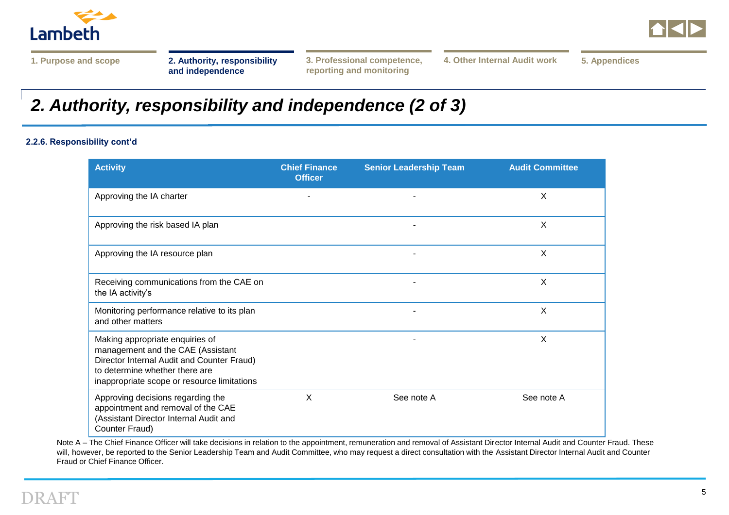# 2. Authority, responsibility and independence (2 of 3)

**2.2.6. Responsibility cont'd**

| Activity | Chief Finance Officer | Senior Leadership Team | Audit Committee |
|---|---|---|---|
| Approving the IA charter | - | - | X |
| Approving the risk based IA plan | | - | X |
| Approving the IA resource plan | | - | X |
| Receiving communications from the CAE on the IA activity's | | - | X |
| Monitoring performance relative to its plan and other matters | | - | X |
| Making appropriate enquiries of management and the CAE (Assistant Director Internal Audit and Counter Fraud) to determine whether there are inappropriate scope or resource limitations | | - | X |
| Approving decisions regarding the appointment and removal of the CAE (Assistant Director Internal Audit and Counter Fraud) | X | See note A | See note A |

Note A – The Chief Finance Officer will take decisions in relation to the appointment, remuneration and removal of Assistant Director Internal Audit and Counter Fraud. These will, however, be reported to the Senior Leadership Team and Audit Committee, who may request a direct consultation with the Assistant Director Internal Audit and Counter Fraud or Chief Finance Officer.

DRAFT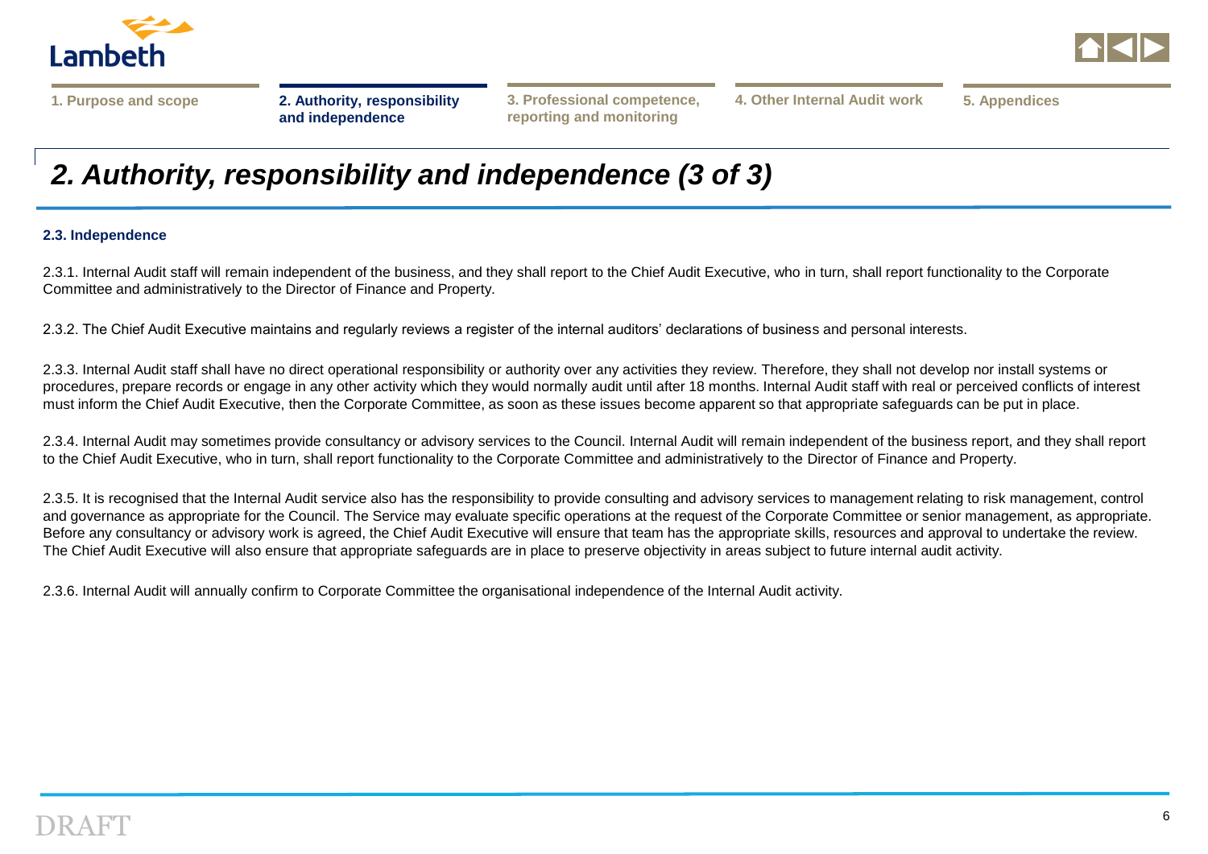## 2. Authority, responsibility and independence (3 of 3)

### 2.3. Independence

2.3.1. Internal Audit staff will remain independent of the business, and they shall report to the Chief Audit Executive, who in turn, shall report functionality to the Corporate Committee and administratively to the Director of Finance and Property.

2.3.2. The Chief Audit Executive maintains and regularly reviews a register of the internal auditors' declarations of business and personal interests.

2.3.3. Internal Audit staff shall have no direct operational responsibility or authority over any activities they review. Therefore, they shall not develop nor install systems or procedures, prepare records or engage in any other activity which they would normally audit until after 18 months. Internal Audit staff with real or perceived conflicts of interest must inform the Chief Audit Executive, then the Corporate Committee, as soon as these issues become apparent so that appropriate safeguards can be put in place.

2.3.4. Internal Audit may sometimes provide consultancy or advisory services to the Council. Internal Audit will remain independent of the business report, and they shall report to the Chief Audit Executive, who in turn, shall report functionality to the Corporate Committee and administratively to the Director of Finance and Property.

2.3.5. It is recognised that the Internal Audit service also has the responsibility to provide consulting and advisory services to management relating to risk management, control and governance as appropriate for the Council. The Service may evaluate specific operations at the request of the Corporate Committee or senior management, as appropriate. Before any consultancy or advisory work is agreed, the Chief Audit Executive will ensure that team has the appropriate skills, resources and approval to undertake the review. The Chief Audit Executive will also ensure that appropriate safeguards are in place to preserve objectivity in areas subject to future internal audit activity.

2.3.6. Internal Audit will annually confirm to Corporate Committee the organisational independence of the Internal Audit activity.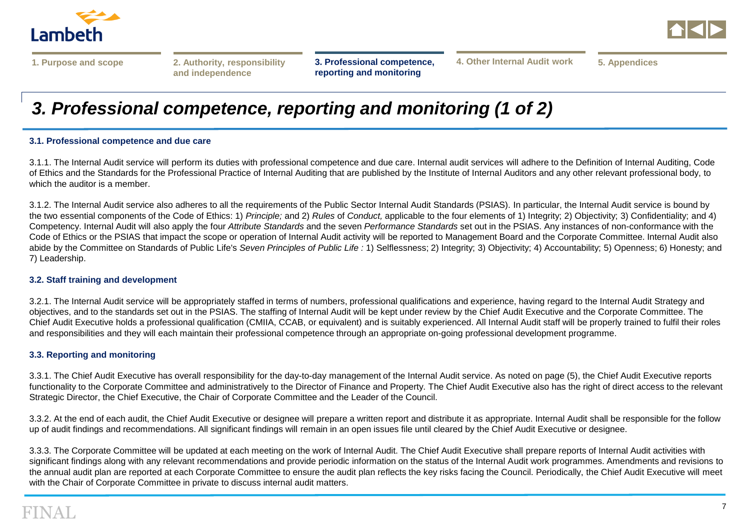# 3. Professional competence, reporting and monitoring (1 of 2)

### 3.1. Professional competence and due care

3.1.1. The Internal Audit service will perform its duties with professional competence and due care. Internal audit services will adhere to the Definition of Internal Auditing, Code of Ethics and the Standards for the Professional Practice of Internal Auditing that are published by the Institute of Internal Auditors and any other relevant professional body, to which the auditor is a member.

3.1.2. The Internal Audit service also adheres to all the requirements of the Public Sector Internal Audit Standards (PSIAS). In particular, the Internal Audit service is bound by the two essential components of the Code of Ethics: 1) *Principle;* and 2) *Rules* of *Conduct,* applicable to the four elements of 1) Integrity; 2) Objectivity; 3) Confidentiality; and 4) Competency. Internal Audit will also apply the four *Attribute Standards* and the seven *Performance Standards* set out in the PSIAS. Any instances of non-conformance with the Code of Ethics or the PSIAS that impact the scope or operation of Internal Audit activity will be reported to Management Board and the Corporate Committee. Internal Audit also abide by the Committee on Standards of Public Life's *Seven Principles of Public Life :* 1) Selflessness; 2) Integrity; 3) Objectivity; 4) Accountability; 5) Openness; 6) Honesty; and 7) Leadership.

### 3.2. Staff training and development

3.2.1. The Internal Audit service will be appropriately staffed in terms of numbers, professional qualifications and experience, having regard to the Internal Audit Strategy and objectives, and to the standards set out in the PSIAS. The staffing of Internal Audit will be kept under review by the Chief Audit Executive and the Corporate Committee. The Chief Audit Executive holds a professional qualification (CMIIA, CCAB, or equivalent) and is suitably experienced. All Internal Audit staff will be properly trained to fulfil their roles and responsibilities and they will each maintain their professional competence through an appropriate on-going professional development programme.

### 3.3. Reporting and monitoring

3.3.1. The Chief Audit Executive has overall responsibility for the day-to-day management of the Internal Audit service. As noted on page (5), the Chief Audit Executive reports functionality to the Corporate Committee and administratively to the Director of Finance and Property. The Chief Audit Executive also has the right of direct access to the relevant Strategic Director, the Chief Executive, the Chair of Corporate Committee and the Leader of the Council.

3.3.2. At the end of each audit, the Chief Audit Executive or designee will prepare a written report and distribute it as appropriate. Internal Audit shall be responsible for the follow up of audit findings and recommendations. All significant findings will remain in an open issues file until cleared by the Chief Audit Executive or designee.

3.3.3. The Corporate Committee will be updated at each meeting on the work of Internal Audit. The Chief Audit Executive shall prepare reports of Internal Audit activities with significant findings along with any relevant recommendations and provide periodic information on the status of the Internal Audit work programmes. Amendments and revisions to the annual audit plan are reported at each Corporate Committee to ensure the audit plan reflects the key risks facing the Council. Periodically, the Chief Audit Executive will meet with the Chair of Corporate Committee in private to discuss internal audit matters.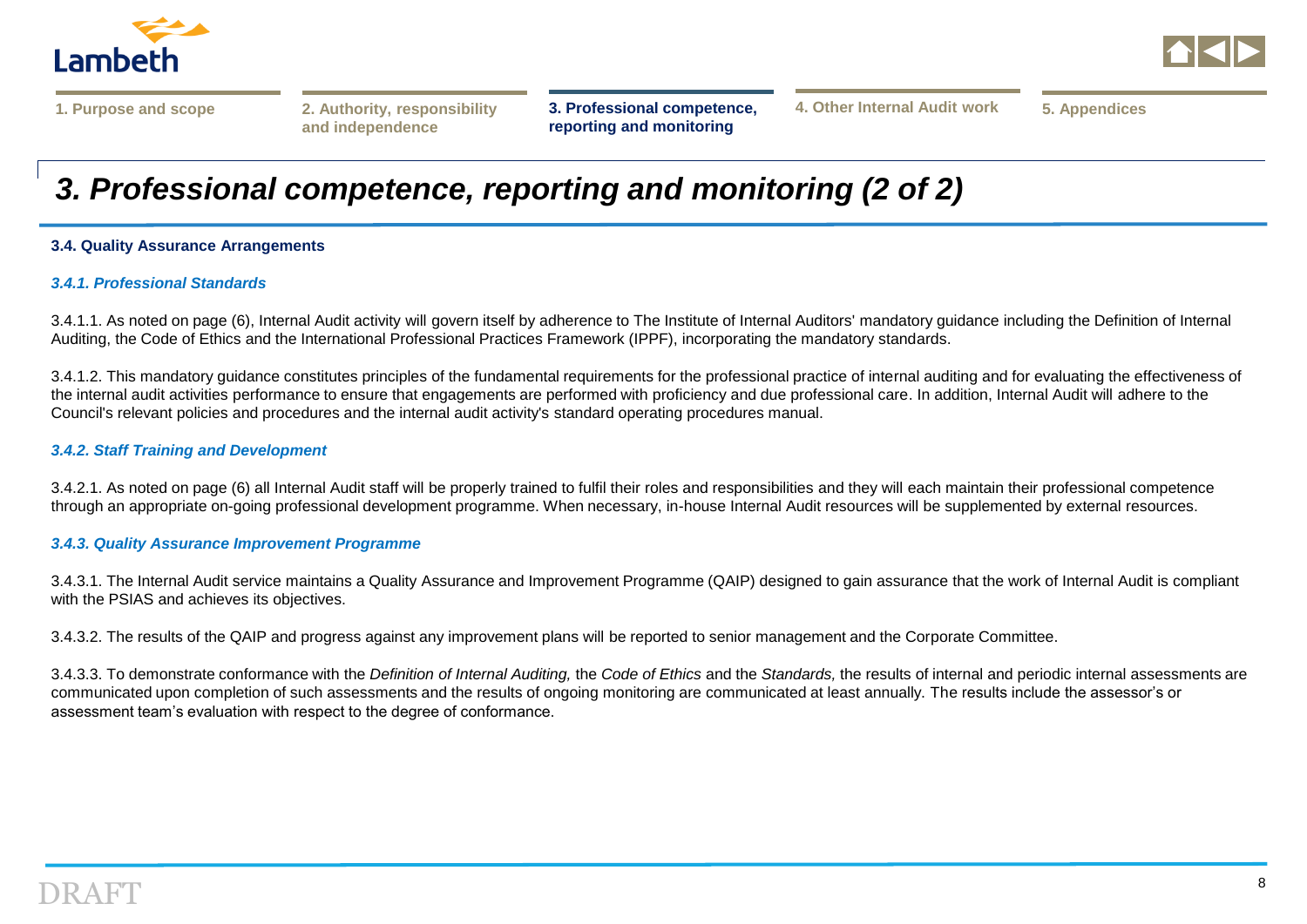# 3. Professional competence, reporting and monitoring (2 of 2)

### 3.4. Quality Assurance Arrangements

#### *3.4.1. Professional Standards*

3.4.1.1. As noted on page (6), Internal Audit activity will govern itself by adherence to The Institute of Internal Auditors' mandatory guidance including the Definition of Internal Auditing, the Code of Ethics and the International Professional Practices Framework (IPPF), incorporating the mandatory standards.

3.4.1.2. This mandatory guidance constitutes principles of the fundamental requirements for the professional practice of internal auditing and for evaluating the effectiveness of the internal audit activities performance to ensure that engagements are performed with proficiency and due professional care. In addition, Internal Audit will adhere to the Council's relevant policies and procedures and the internal audit activity's standard operating procedures manual.

#### *3.4.2. Staff Training and Development*

3.4.2.1. As noted on page (6) all Internal Audit staff will be properly trained to fulfil their roles and responsibilities and they will each maintain their professional competence through an appropriate on-going professional development programme. When necessary, in-house Internal Audit resources will be supplemented by external resources.

#### *3.4.3. Quality Assurance Improvement Programme*

3.4.3.1. The Internal Audit service maintains a Quality Assurance and Improvement Programme (QAIP) designed to gain assurance that the work of Internal Audit is compliant with the PSIAS and achieves its objectives.

3.4.3.2. The results of the QAIP and progress against any improvement plans will be reported to senior management and the Corporate Committee.

3.4.3.3. To demonstrate conformance with the *Definition of Internal Auditing,* the *Code of Ethics* and the *Standards,* the results of internal and periodic internal assessments are communicated upon completion of such assessments and the results of ongoing monitoring are communicated at least annually. The results include the assessor's or assessment team's evaluation with respect to the degree of conformance.

DRAFT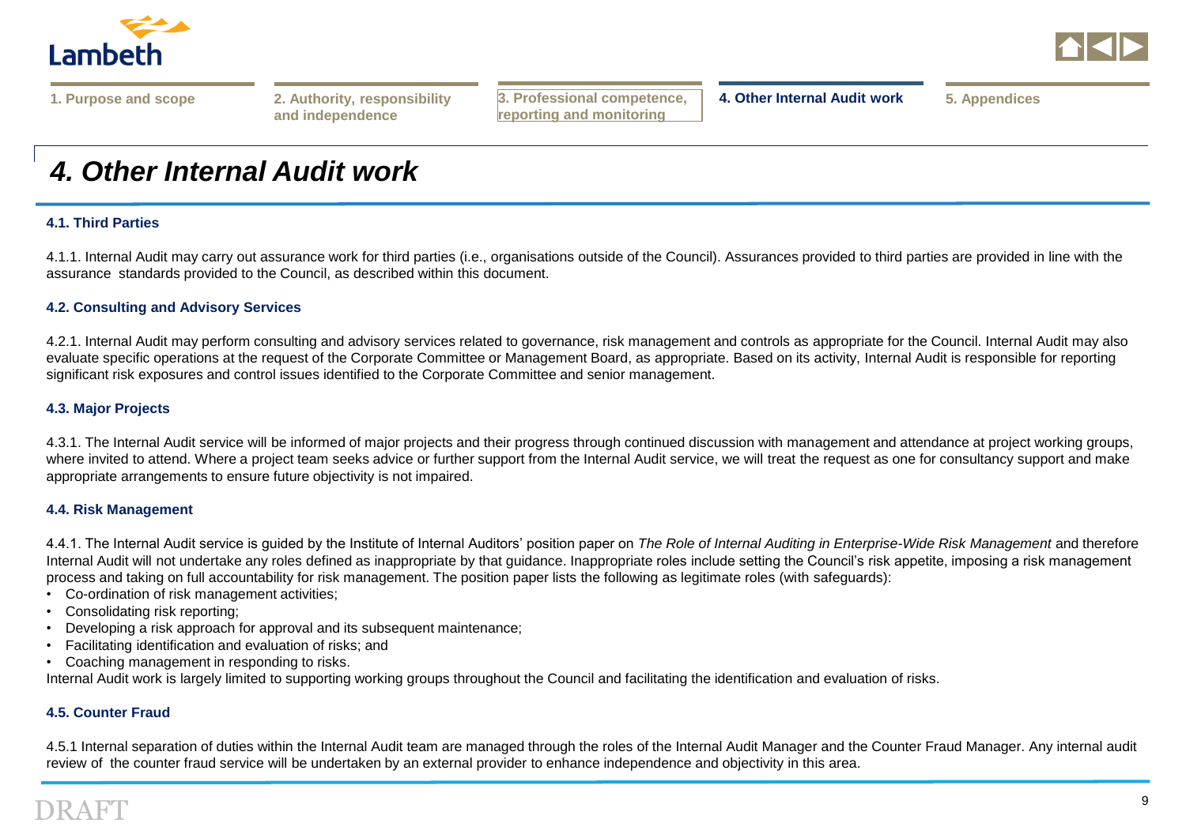# 4. Other Internal Audit work

### 4.1. Third Parties

4.1.1. Internal Audit may carry out assurance work for third parties (i.e., organisations outside of the Council). Assurances provided to third parties are provided in line with the assurance standards provided to the Council, as described within this document.

### 4.2. Consulting and Advisory Services

4.2.1. Internal Audit may perform consulting and advisory services related to governance, risk management and controls as appropriate for the Council. Internal Audit may also evaluate specific operations at the request of the Corporate Committee or Management Board, as appropriate. Based on its activity, Internal Audit is responsible for reporting significant risk exposures and control issues identified to the Corporate Committee and senior management.

### 4.3. Major Projects

4.3.1. The Internal Audit service will be informed of major projects and their progress through continued discussion with management and attendance at project working groups, where invited to attend. Where a project team seeks advice or further support from the Internal Audit service, we will treat the request as one for consultancy support and make appropriate arrangements to ensure future objectivity is not impaired.

### 4.4. Risk Management

4.4.1. The Internal Audit service is guided by the Institute of Internal Auditors' position paper on *The Role of Internal Auditing in Enterprise-Wide Risk Management* and therefore Internal Audit will not undertake any roles defined as inappropriate by that guidance. Inappropriate roles include setting the Council's risk appetite, imposing a risk management process and taking on full accountability for risk management. The position paper lists the following as legitimate roles (with safeguards):

- Co-ordination of risk management activities;
- Consolidating risk reporting;
- Developing a risk approach for approval and its subsequent maintenance;
- Facilitating identification and evaluation of risks; and
- Coaching management in responding to risks.

Internal Audit work is largely limited to supporting working groups throughout the Council and facilitating the identification and evaluation of risks.

### 4.5. Counter Fraud

4.5.1 Internal separation of duties within the Internal Audit team are managed through the roles of the Internal Audit Manager and the Counter Fraud Manager. Any internal audit review of the counter fraud service will be undertaken by an external provider to enhance independence and objectivity in this area.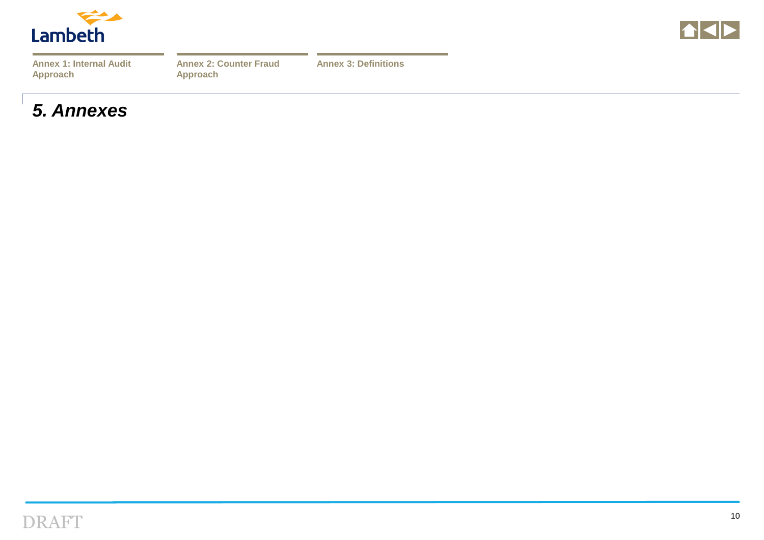Annex 1: Internal Audit Approach

Annex 2: Counter Fraud Approach

Annex 3: Definitions

# *5. Annexes*

DRAFT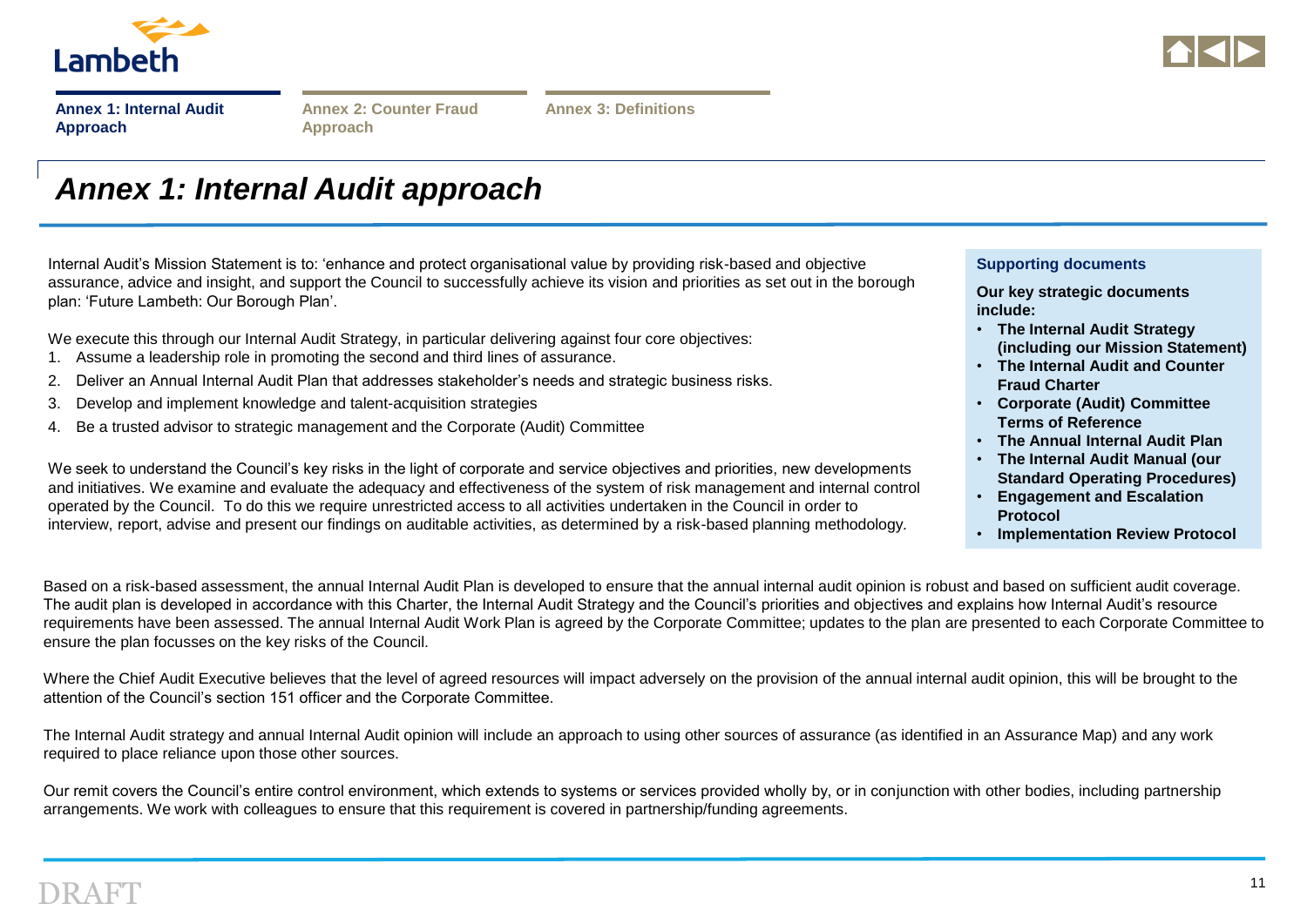# Annex 1: Internal Audit approach

Internal Audit's Mission Statement is to: 'enhance and protect organisational value by providing risk-based and objective assurance, advice and insight, and support the Council to successfully achieve its vision and priorities as set out in the borough plan: 'Future Lambeth: Our Borough Plan'.

We execute this through our Internal Audit Strategy, in particular delivering against four core objectives:

1. Assume a leadership role in promoting the second and third lines of assurance.
2. Deliver an Annual Internal Audit Plan that addresses stakeholder's needs and strategic business risks.
3. Develop and implement knowledge and talent-acquisition strategies
4. Be a trusted advisor to strategic management and the Corporate (Audit) Committee

We seek to understand the Council's key risks in the light of corporate and service objectives and priorities, new developments and initiatives. We examine and evaluate the adequacy and effectiveness of the system of risk management and internal control operated by the Council. To do this we require unrestricted access to all activities undertaken in the Council in order to interview, report, advise and present our findings on auditable activities, as determined by a risk-based planning methodology.

**Supporting documents**

**Our key strategic documents include:**

- **The Internal Audit Strategy (including our Mission Statement)**
- **The Internal Audit and Counter Fraud Charter**
- **Corporate (Audit) Committee Terms of Reference**
- **The Annual Internal Audit Plan**
- **The Internal Audit Manual (our Standard Operating Procedures)**
- **Engagement and Escalation Protocol**
- **Implementation Review Protocol**

Based on a risk-based assessment, the annual Internal Audit Plan is developed to ensure that the annual internal audit opinion is robust and based on sufficient audit coverage. The audit plan is developed in accordance with this Charter, the Internal Audit Strategy and the Council's priorities and objectives and explains how Internal Audit's resource requirements have been assessed. The annual Internal Audit Work Plan is agreed by the Corporate Committee; updates to the plan are presented to each Corporate Committee to ensure the plan focusses on the key risks of the Council.

Where the Chief Audit Executive believes that the level of agreed resources will impact adversely on the provision of the annual internal audit opinion, this will be brought to the attention of the Council's section 151 officer and the Corporate Committee.

The Internal Audit strategy and annual Internal Audit opinion will include an approach to using other sources of assurance (as identified in an Assurance Map) and any work required to place reliance upon those other sources.

Our remit covers the Council's entire control environment, which extends to systems or services provided wholly by, or in conjunction with other bodies, including partnership arrangements. We work with colleagues to ensure that this requirement is covered in partnership/funding agreements.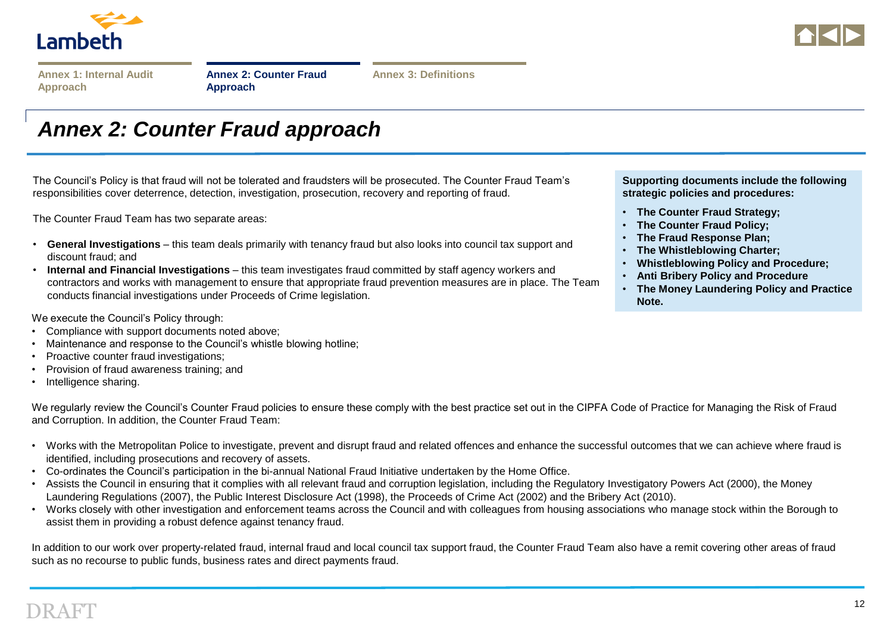Annex 1: Internal Audit Approach | **Annex 2: Counter Fraud Approach** | Annex 3: Definitions

# *Annex 2: Counter Fraud approach*

The Council's Policy is that fraud will not be tolerated and fraudsters will be prosecuted. The Counter Fraud Team's responsibilities cover deterrence, detection, investigation, prosecution, recovery and reporting of fraud.

The Counter Fraud Team has two separate areas:

- **General Investigations** – this team deals primarily with tenancy fraud but also looks into council tax support and discount fraud; and
- **Internal and Financial Investigations** – this team investigates fraud committed by staff agency workers and contractors and works with management to ensure that appropriate fraud prevention measures are in place. The Team conducts financial investigations under Proceeds of Crime legislation.

We execute the Council's Policy through:

- Compliance with support documents noted above;
- Maintenance and response to the Council's whistle blowing hotline;
- Proactive counter fraud investigations;
- Provision of fraud awareness training; and
- Intelligence sharing.

**Supporting documents include the following strategic policies and procedures:**

- **The Counter Fraud Strategy;**
- **The Counter Fraud Policy;**
- **The Fraud Response Plan;**
- **The Whistleblowing Charter;**
- **Whistleblowing Policy and Procedure;**
- **Anti Bribery Policy and Procedure**
- **The Money Laundering Policy and Practice Note.**

We regularly review the Council's Counter Fraud policies to ensure these comply with the best practice set out in the CIPFA Code of Practice for Managing the Risk of Fraud and Corruption. In addition, the Counter Fraud Team:

- Works with the Metropolitan Police to investigate, prevent and disrupt fraud and related offences and enhance the successful outcomes that we can achieve where fraud is identified, including prosecutions and recovery of assets.
- Co-ordinates the Council's participation in the bi-annual National Fraud Initiative undertaken by the Home Office.
- Assists the Council in ensuring that it complies with all relevant fraud and corruption legislation, including the Regulatory Investigatory Powers Act (2000), the Money Laundering Regulations (2007), the Public Interest Disclosure Act (1998), the Proceeds of Crime Act (2002) and the Bribery Act (2010).
- Works closely with other investigation and enforcement teams across the Council and with colleagues from housing associations who manage stock within the Borough to assist them in providing a robust defence against tenancy fraud.

In addition to our work over property-related fraud, internal fraud and local council tax support fraud, the Counter Fraud Team also have a remit covering other areas of fraud such as no recourse to public funds, business rates and direct payments fraud.

DRAFT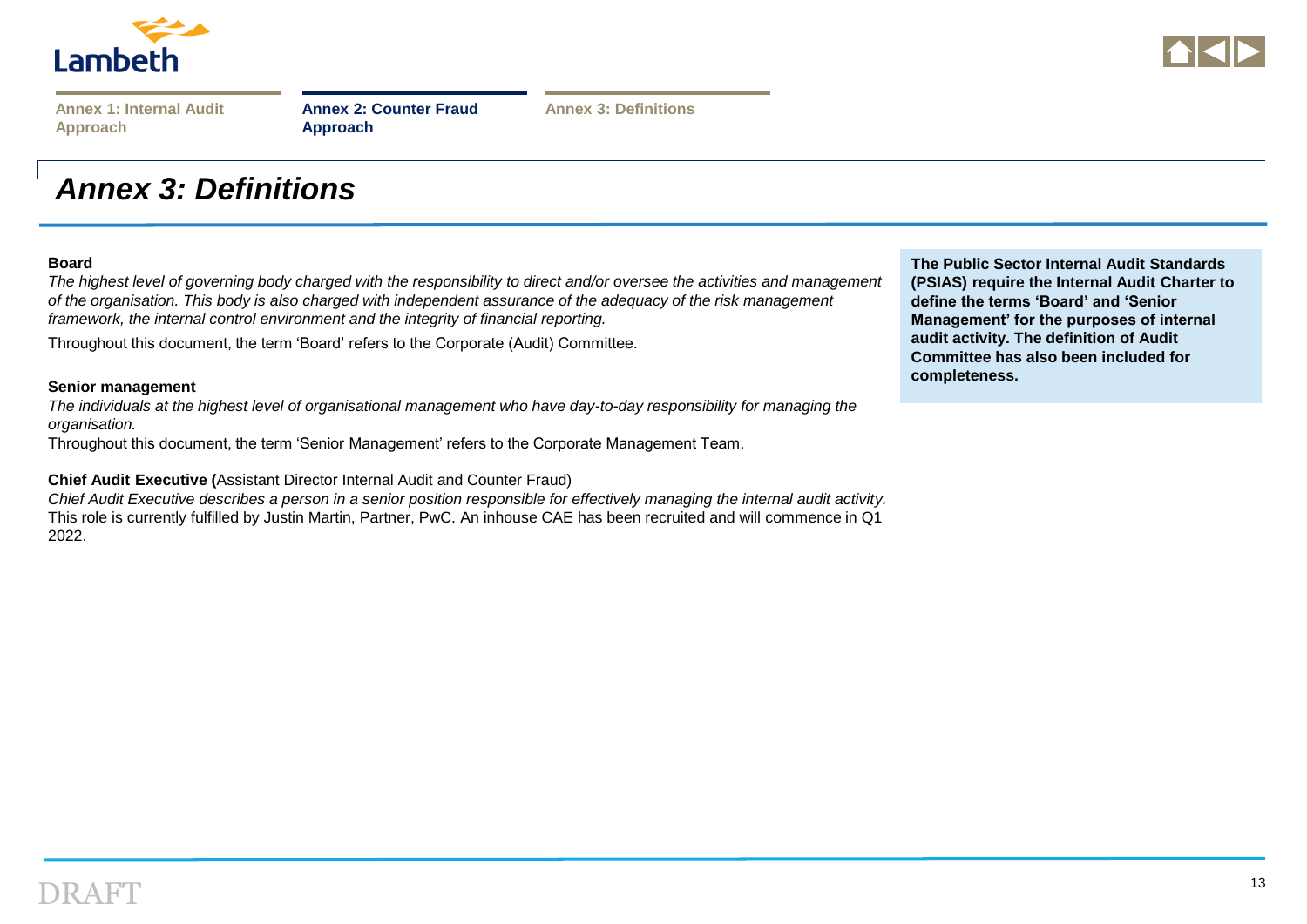Annex 1: Internal Audit Approach | Annex 2: Counter Fraud Approach | Annex 3: Definitions

# Annex 3: Definitions

**Board**

*The highest level of governing body charged with the responsibility to direct and/or oversee the activities and management of the organisation. This body is also charged with independent assurance of the adequacy of the risk management framework, the internal control environment and the integrity of financial reporting.*

Throughout this document, the term 'Board' refers to the Corporate (Audit) Committee.

**Senior management**

*The individuals at the highest level of organisational management who have day-to-day responsibility for managing the organisation.*

Throughout this document, the term 'Senior Management' refers to the Corporate Management Team.

**Chief Audit Executive (**Assistant Director Internal Audit and Counter Fraud)

*Chief Audit Executive describes a person in a senior position responsible for effectively managing the internal audit activity.* This role is currently fulfilled by Justin Martin, Partner, PwC. An inhouse CAE has been recruited and will commence in Q1 2022.

**The Public Sector Internal Audit Standards (PSIAS) require the Internal Audit Charter to define the terms 'Board' and 'Senior Management' for the purposes of internal audit activity. The definition of Audit Committee has also been included for completeness.**

DRAFT